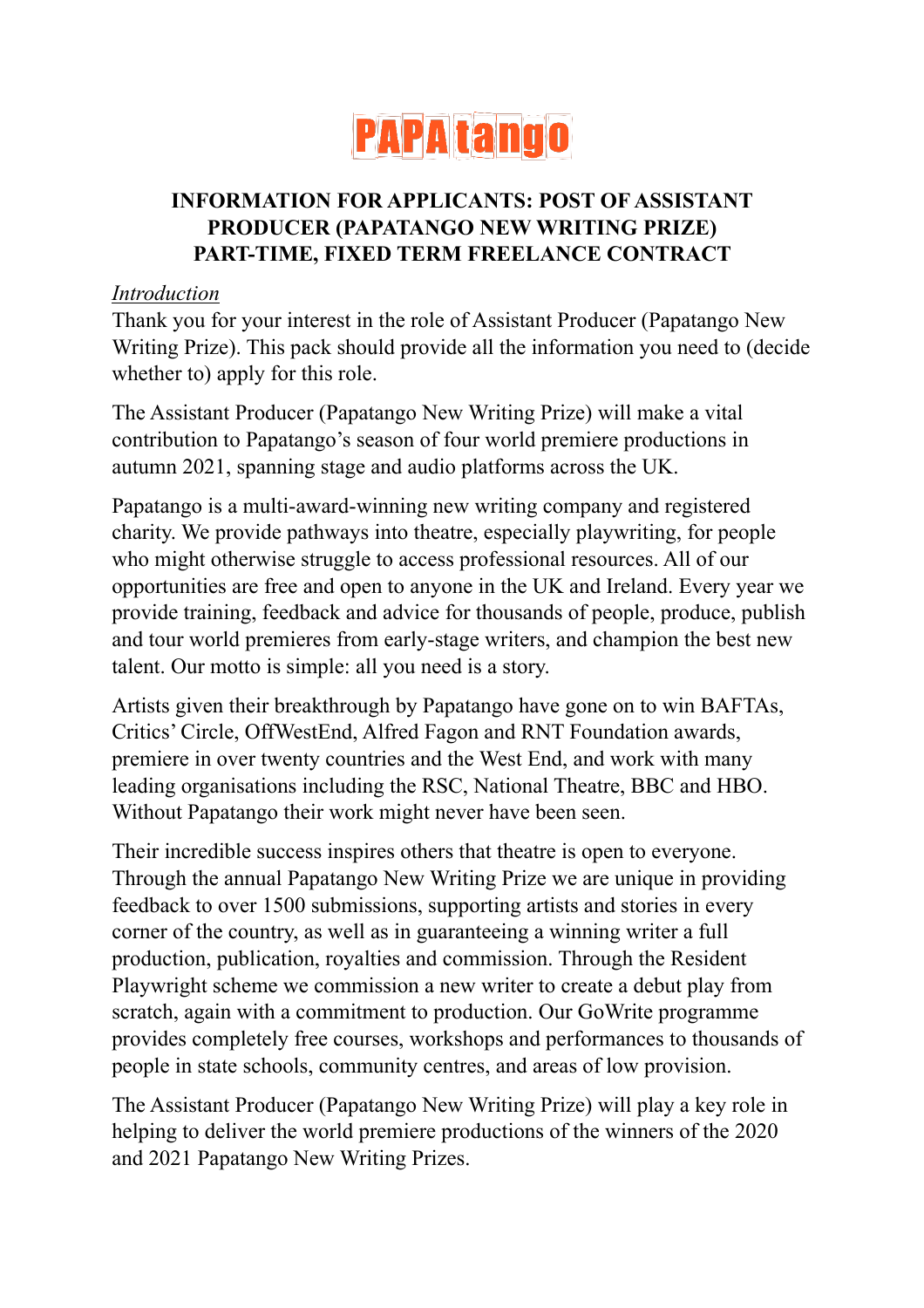PAPAtango

# INFORMATION FOR APPLICANTS: POST OF ASSISTANT PRODUCER (PAPATANGO NEW WRITING PRIZE) PART-TIME, FIXED TERM FREELANCE CONTRACT

*Introduction*

Thank you for your interest in the role of Assistant Producer (Papatango New Writing Prize). This pack should provide all the information you need to (decide whether to) apply for this role.

The Assistant Producer (Papatango New Writing Prize) will make a vital contribution to Papatango's season of four world premiere productions in autumn 2021, spanning stage and audio platforms across the UK.

Papatango is a multi-award-winning new writing company and registered charity. We provide pathways into theatre, especially playwriting, for people who might otherwise struggle to access professional resources. All of our opportunities are free and open to anyone in the UK and Ireland. Every year we provide training, feedback and advice for thousands of people, produce, publish and tour world premieres from early-stage writers, and champion the best new talent. Our motto is simple: all you need is a story.

Artists given their breakthrough by Papatango have gone on to win BAFTAs, Critics' Circle, OffWestEnd, Alfred Fagon and RNT Foundation awards, premiere in over twenty countries and the West End, and work with many leading organisations including the RSC, National Theatre, BBC and HBO. Without Papatango their work might never have been seen.

Their incredible success inspires others that theatre is open to everyone. Through the annual Papatango New Writing Prize we are unique in providing feedback to over 1500 submissions, supporting artists and stories in every corner of the country, as well as in guaranteeing a winning writer a full production, publication, royalties and commission. Through the Resident Playwright scheme we commission a new writer to create a debut play from scratch, again with a commitment to production. Our GoWrite programme provides completely free courses, workshops and performances to thousands of people in state schools, community centres, and areas of low provision.

The Assistant Producer (Papatango New Writing Prize) will play a key role in helping to deliver the world premiere productions of the winners of the 2020 and 2021 Papatango New Writing Prizes.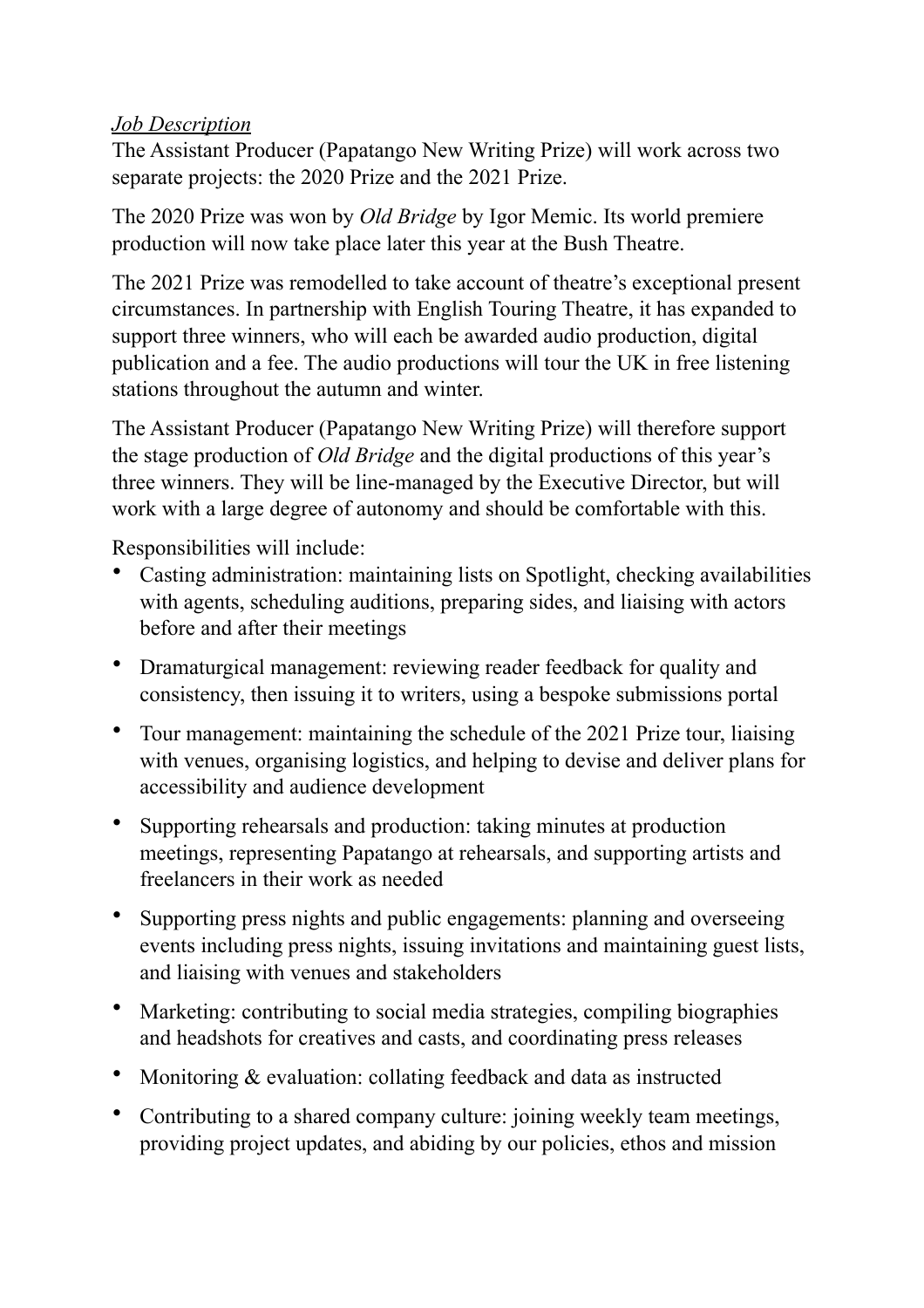*Job Description*

The Assistant Producer (Papatango New Writing Prize) will work across two separate projects: the 2020 Prize and the 2021 Prize.

The 2020 Prize was won by *Old Bridge* by Igor Memic. Its world premiere production will now take place later this year at the Bush Theatre.

The 2021 Prize was remodelled to take account of theatre's exceptional present circumstances. In partnership with English Touring Theatre, it has expanded to support three winners, who will each be awarded audio production, digital publication and a fee. The audio productions will tour the UK in free listening stations throughout the autumn and winter.

The Assistant Producer (Papatango New Writing Prize) will therefore support the stage production of *Old Bridge* and the digital productions of this year's three winners. They will be line-managed by the Executive Director, but will work with a large degree of autonomy and should be comfortable with this.

Responsibilities will include:

- Casting administration: maintaining lists on Spotlight, checking availabilities with agents, scheduling auditions, preparing sides, and liaising with actors before and after their meetings
- Dramaturgical management: reviewing reader feedback for quality and consistency, then issuing it to writers, using a bespoke submissions portal
- Tour management: maintaining the schedule of the 2021 Prize tour, liaising with venues, organising logistics, and helping to devise and deliver plans for accessibility and audience development
- Supporting rehearsals and production: taking minutes at production meetings, representing Papatango at rehearsals, and supporting artists and freelancers in their work as needed
- Supporting press nights and public engagements: planning and overseeing events including press nights, issuing invitations and maintaining guest lists, and liaising with venues and stakeholders
- Marketing: contributing to social media strategies, compiling biographies and headshots for creatives and casts, and coordinating press releases
- Monitoring & evaluation: collating feedback and data as instructed
- Contributing to a shared company culture: joining weekly team meetings, providing project updates, and abiding by our policies, ethos and mission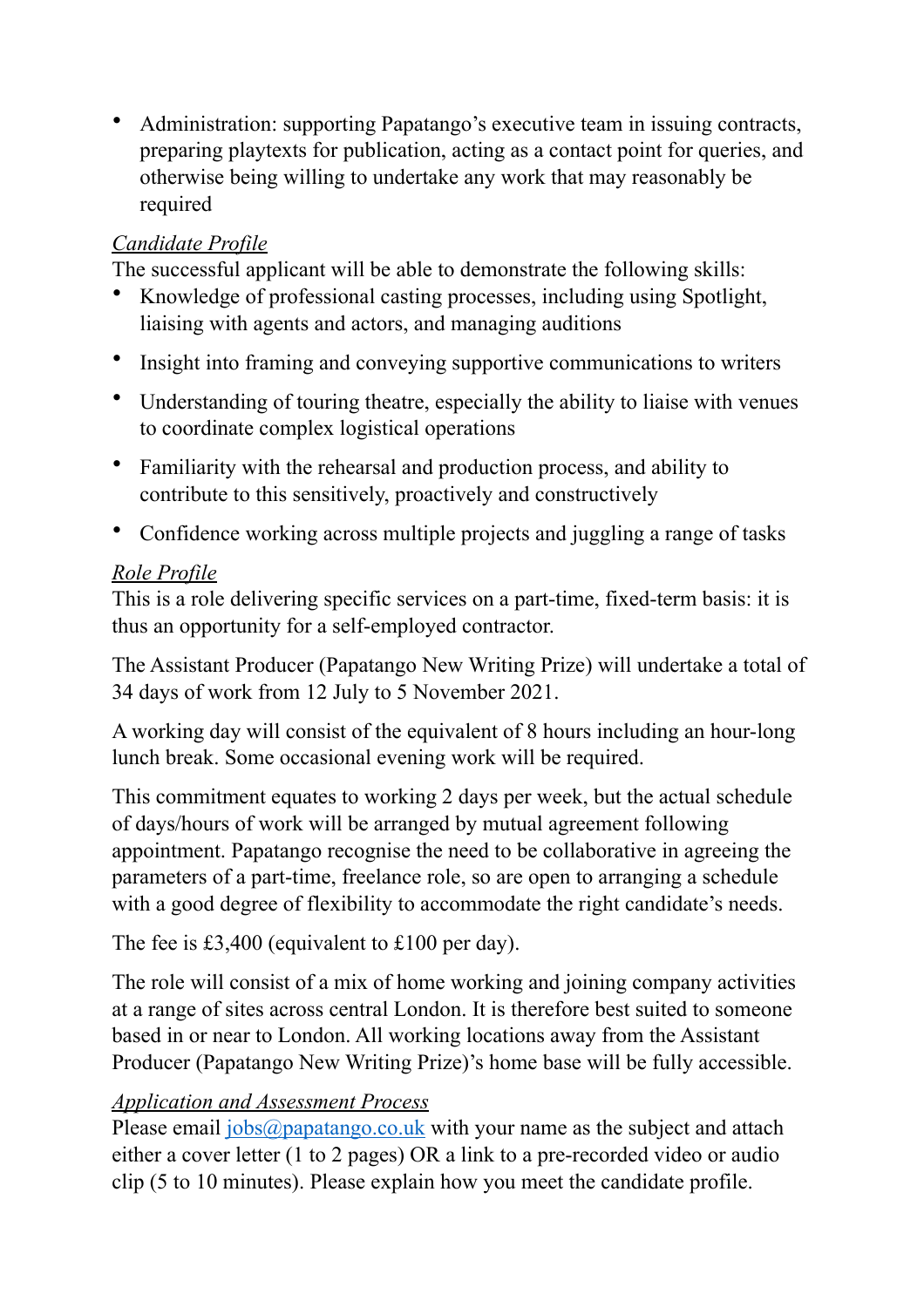- Administration: supporting Papatango's executive team in issuing contracts, preparing playtexts for publication, acting as a contact point for queries, and otherwise being willing to undertake any work that may reasonably be required

*Candidate Profile*

The successful applicant will be able to demonstrate the following skills:

- Knowledge of professional casting processes, including using Spotlight, liaising with agents and actors, and managing auditions
- Insight into framing and conveying supportive communications to writers
- Understanding of touring theatre, especially the ability to liaise with venues to coordinate complex logistical operations
- Familiarity with the rehearsal and production process, and ability to contribute to this sensitively, proactively and constructively
- Confidence working across multiple projects and juggling a range of tasks

*Role Profile*

This is a role delivering specific services on a part-time, fixed-term basis: it is thus an opportunity for a self-employed contractor.

The Assistant Producer (Papatango New Writing Prize) will undertake a total of 34 days of work from 12 July to 5 November 2021.

A working day will consist of the equivalent of 8 hours including an hour-long lunch break. Some occasional evening work will be required.

This commitment equates to working 2 days per week, but the actual schedule of days/hours of work will be arranged by mutual agreement following appointment. Papatango recognise the need to be collaborative in agreeing the parameters of a part-time, freelance role, so are open to arranging a schedule with a good degree of flexibility to accommodate the right candidate's needs.

The fee is £3,400 (equivalent to £100 per day).

The role will consist of a mix of home working and joining company activities at a range of sites across central London. It is therefore best suited to someone based in or near to London. All working locations away from the Assistant Producer (Papatango New Writing Prize)'s home base will be fully accessible.

*Application and Assessment Process*

Please email jobs@papatango.co.uk with your name as the subject and attach either a cover letter (1 to 2 pages) OR a link to a pre-recorded video or audio clip (5 to 10 minutes). Please explain how you meet the candidate profile.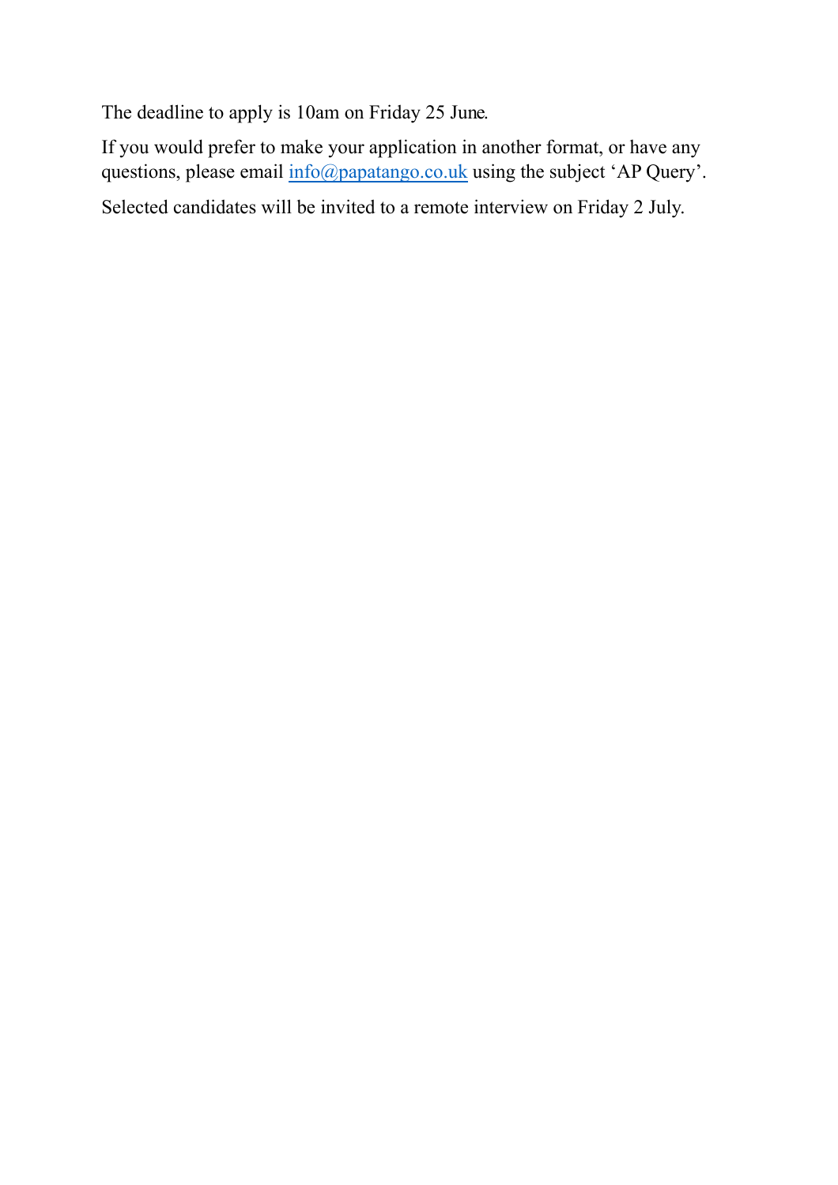The deadline to apply is 10am on Friday 25 June.

If you would prefer to make your application in another format, or have any questions, please email [info@papatango.co.uk](mailto:info@papatango.co.uk) using the subject 'AP Query'.

Selected candidates will be invited to a remote interview on Friday 2 July.